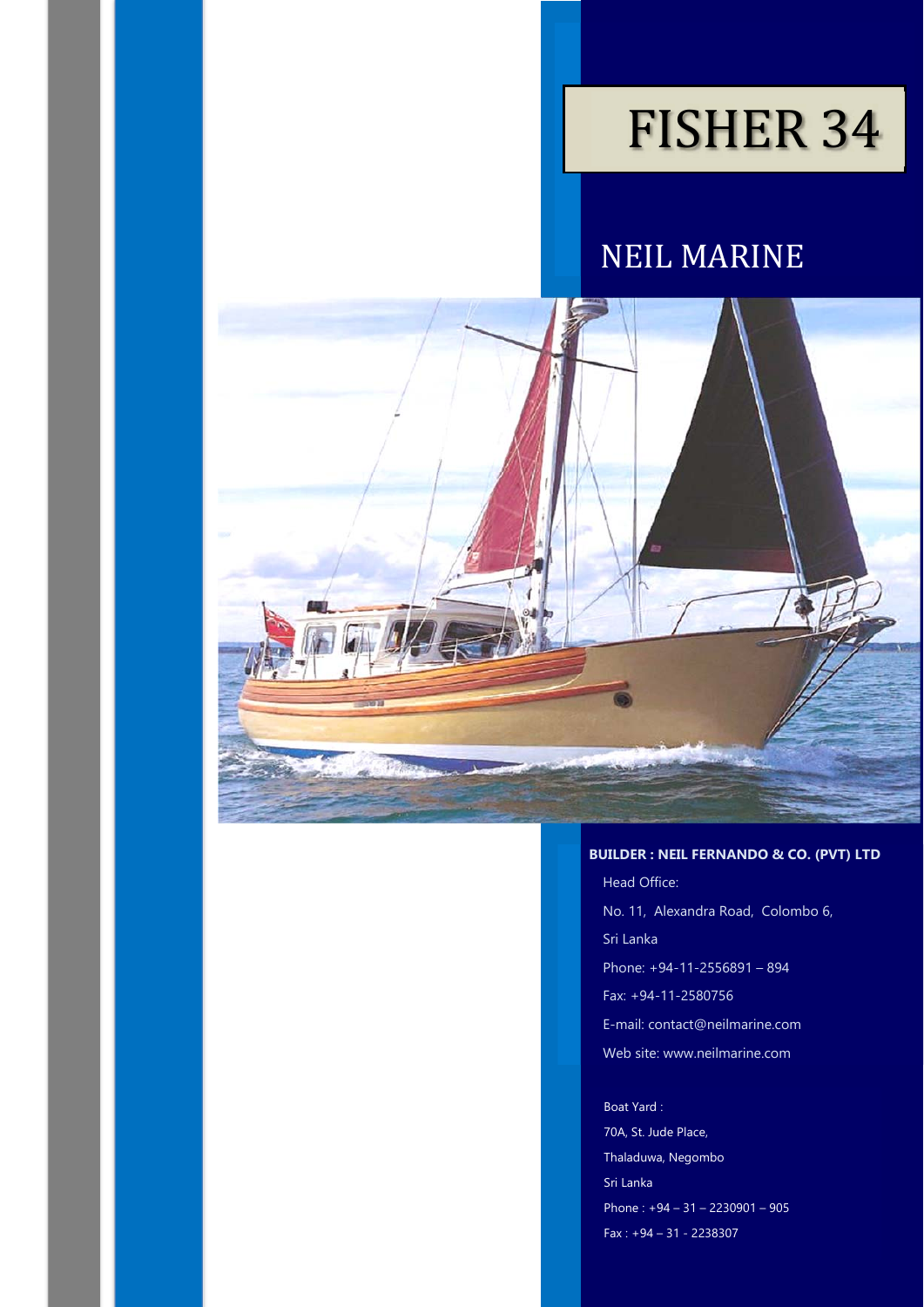# FISHER 34

## NEIL MARINE

**BUILDER : NEIL FERNANDO & CO. (PVT) LTD**

Head Office:

No. 11, Alexandra Road, Colombo 6,

Sri Lanka

Phone: +94-11-2556891 – 894

Fax: +94-11-2580756

E-mail: contact@neilmarine.com

Web site: www.neilmarine.com

Boat Yard :

70A, St. Jude Place,

Thaladuwa, Negombo

Sri Lanka

Phone : +94 – 31 – 2230901 – 905

Fax : +94 – 31 - 2238307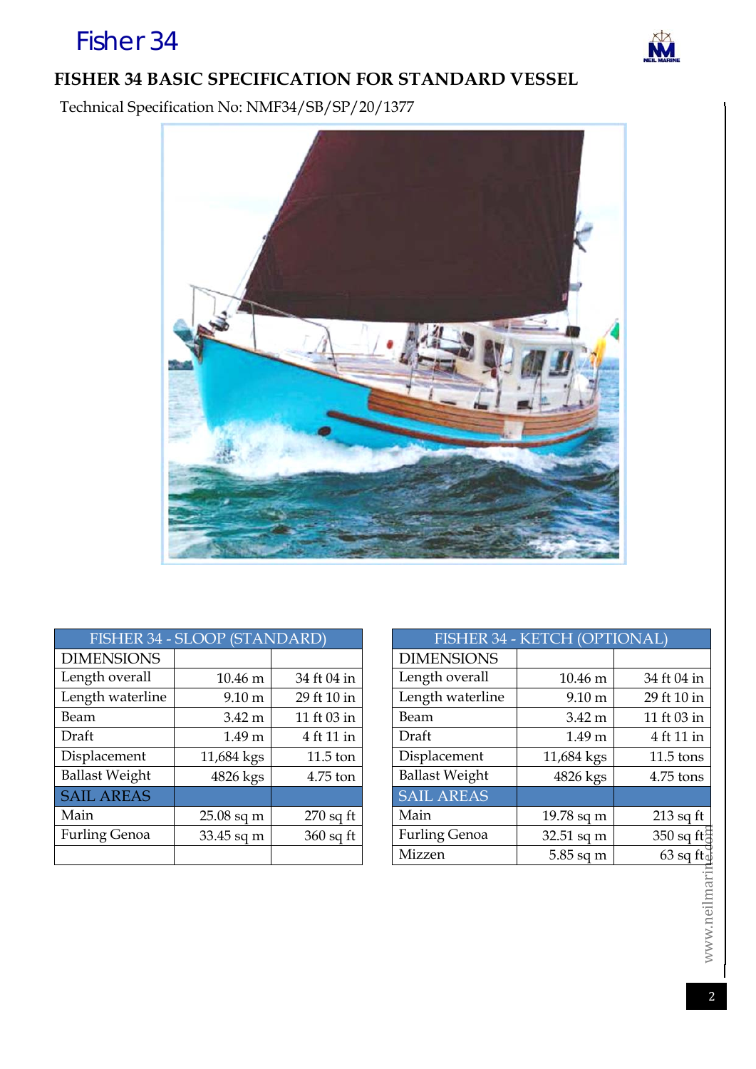# Fisher 34

## FISHER 34 BASIC SPECIFICATION FOR STANDARD VESSEL

Technical Specification No: NMF34/SB/SP/20/1377

| FISHER 34 - SLOOP (STANDARD) | | |
|---|---|---|
| DIMENSIONS | | |
| Length overall | 10.46 m | 34 ft 04 in |
| Length waterline | 9.10 m | 29 ft 10 in |
| Beam | 3.42 m | 11 ft 03 in |
| Draft | 1.49 m | 4 ft 11 in |
| Displacement | 11,684 kgs | 11.5 ton |
| Ballast Weight | 4826 kgs | 4.75 ton |
| SAIL AREAS | | |
| Main | 25.08 sq m | 270 sq ft |
| Furling Genoa | 33.45 sq m | 360 sq ft |
| | | |

| FISHER 34 - KETCH (OPTIONAL) | | |
|---|---|---|
| DIMENSIONS | | |
| Length overall | 10.46 m | 34 ft 04 in |
| Length waterline | 9.10 m | 29 ft 10 in |
| Beam | 3.42 m | 11 ft 03 in |
| Draft | 1.49 m | 4 ft 11 in |
| Displacement | 11,684 kgs | 11.5 tons |
| Ballast Weight | 4826 kgs | 4.75 tons |
| SAIL AREAS | | |
| Main | 19.78 sq m | 213 sq ft |
| Furling Genoa | 32.51 sq m | 350 sq ft |
| Mizzen | 5.85 sq m | 63 sq ft |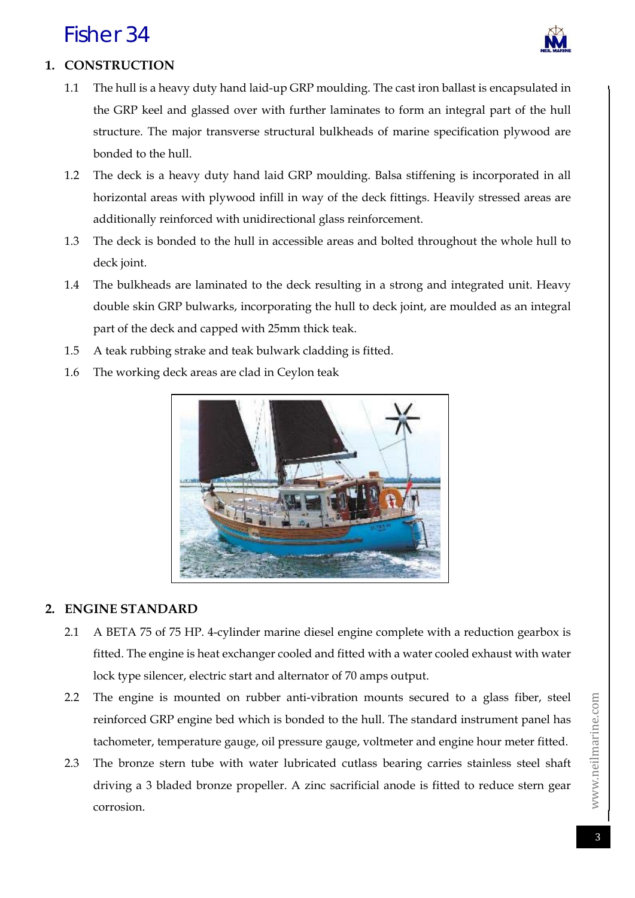# Fisher 34

## 1. CONSTRUCTION

1.1 The hull is a heavy duty hand laid-up GRP moulding. The cast iron ballast is encapsulated in the GRP keel and glassed over with further laminates to form an integral part of the hull structure. The major transverse structural bulkheads of marine specification plywood are bonded to the hull.

1.2 The deck is a heavy duty hand laid GRP moulding. Balsa stiffening is incorporated in all horizontal areas with plywood infill in way of the deck fittings. Heavily stressed areas are additionally reinforced with unidirectional glass reinforcement.

1.3 The deck is bonded to the hull in accessible areas and bolted throughout the whole hull to deck joint.

1.4 The bulkheads are laminated to the deck resulting in a strong and integrated unit. Heavy double skin GRP bulwarks, incorporating the hull to deck joint, are moulded as an integral part of the deck and capped with 25mm thick teak.

1.5 A teak rubbing strake and teak bulwark cladding is fitted.

1.6 The working deck areas are clad in Ceylon teak

## 2. ENGINE STANDARD

2.1 A BETA 75 of 75 HP. 4-cylinder marine diesel engine complete with a reduction gearbox is fitted. The engine is heat exchanger cooled and fitted with a water cooled exhaust with water lock type silencer, electric start and alternator of 70 amps output.

2.2 The engine is mounted on rubber anti-vibration mounts secured to a glass fiber, steel reinforced GRP engine bed which is bonded to the hull. The standard instrument panel has tachometer, temperature gauge, oil pressure gauge, voltmeter and engine hour meter fitted.

2.3 The bronze stern tube with water lubricated cutlass bearing carries stainless steel shaft driving a 3 bladed bronze propeller. A zinc sacrificial anode is fitted to reduce stern gear corrosion.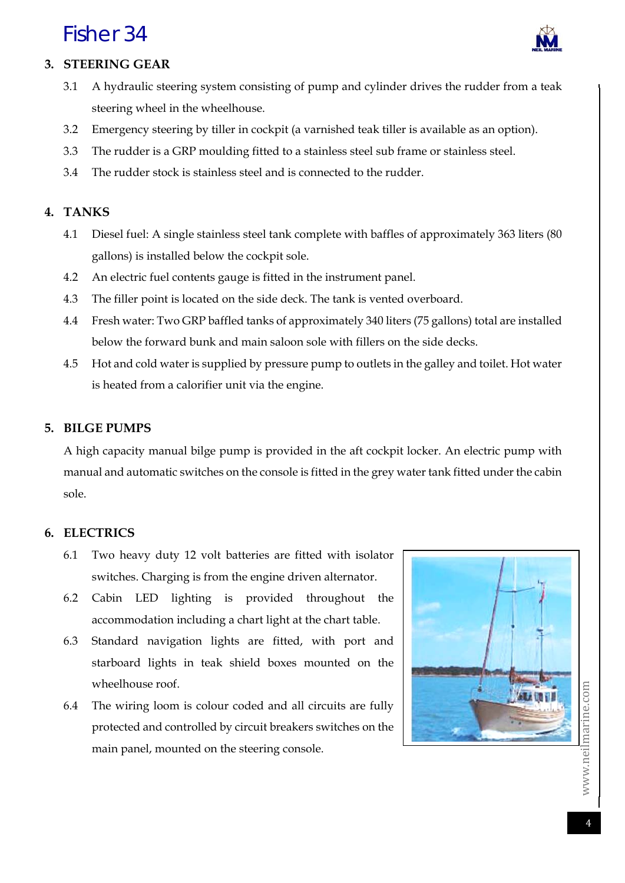## 3. STEERING GEAR

3.1 A hydraulic steering system consisting of pump and cylinder drives the rudder from a teak steering wheel in the wheelhouse.

3.2 Emergency steering by tiller in cockpit (a varnished teak tiller is available as an option).

3.3 The rudder is a GRP moulding fitted to a stainless steel sub frame or stainless steel.

3.4 The rudder stock is stainless steel and is connected to the rudder.

## 4. TANKS

4.1 Diesel fuel: A single stainless steel tank complete with baffles of approximately 363 liters (80 gallons) is installed below the cockpit sole.

4.2 An electric fuel contents gauge is fitted in the instrument panel.

4.3 The filler point is located on the side deck. The tank is vented overboard.

4.4 Fresh water: Two GRP baffled tanks of approximately 340 liters (75 gallons) total are installed below the forward bunk and main saloon sole with fillers on the side decks.

4.5 Hot and cold water is supplied by pressure pump to outlets in the galley and toilet. Hot water is heated from a calorifier unit via the engine.

## 5. BILGE PUMPS

A high capacity manual bilge pump is provided in the aft cockpit locker. An electric pump with manual and automatic switches on the console is fitted in the grey water tank fitted under the cabin sole.

## 6. ELECTRICS

6.1 Two heavy duty 12 volt batteries are fitted with isolator switches. Charging is from the engine driven alternator.

6.2 Cabin LED lighting is provided throughout the accommodation including a chart light at the chart table.

6.3 Standard navigation lights are fitted, with port and starboard lights in teak shield boxes mounted on the wheelhouse roof.

6.4 The wiring loom is colour coded and all circuits are fully protected and controlled by circuit breakers switches on the main panel, mounted on the steering console.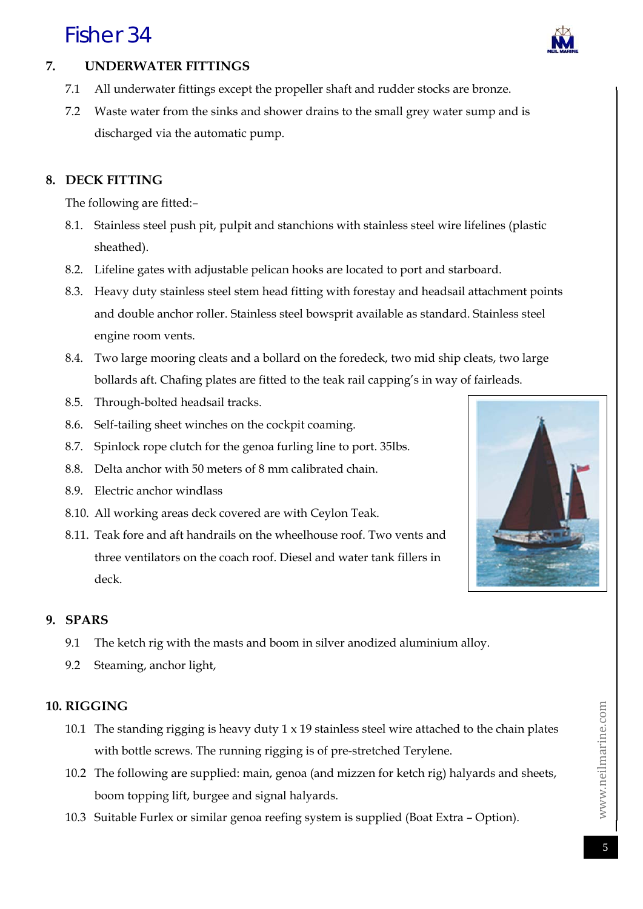## 7. UNDERWATER FITTINGS

7.1 All underwater fittings except the propeller shaft and rudder stocks are bronze.

7.2 Waste water from the sinks and shower drains to the small grey water sump and is discharged via the automatic pump.

## 8. DECK FITTING

The following are fitted:–

8.1. Stainless steel push pit, pulpit and stanchions with stainless steel wire lifelines (plastic sheathed).

8.2. Lifeline gates with adjustable pelican hooks are located to port and starboard.

8.3. Heavy duty stainless steel stem head fitting with forestay and headsail attachment points and double anchor roller. Stainless steel bowsprit available as standard. Stainless steel engine room vents.

8.4. Two large mooring cleats and a bollard on the foredeck, two mid ship cleats, two large bollards aft. Chafing plates are fitted to the teak rail capping's in way of fairleads.

8.5. Through-bolted headsail tracks.

8.6. Self-tailing sheet winches on the cockpit coaming.

8.7. Spinlock rope clutch for the genoa furling line to port. 35lbs.

8.8. Delta anchor with 50 meters of 8 mm calibrated chain.

8.9. Electric anchor windlass

8.10. All working areas deck covered are with Ceylon Teak.

8.11. Teak fore and aft handrails on the wheelhouse roof. Two vents and three ventilators on the coach roof. Diesel and water tank fillers in deck.

## 9. SPARS

9.1 The ketch rig with the masts and boom in silver anodized aluminium alloy.

9.2 Steaming, anchor light,

## 10. RIGGING

10.1 The standing rigging is heavy duty 1 x 19 stainless steel wire attached to the chain plates with bottle screws. The running rigging is of pre-stretched Terylene.

10.2 The following are supplied: main, genoa (and mizzen for ketch rig) halyards and sheets, boom topping lift, burgee and signal halyards.

10.3 Suitable Furlex or similar genoa reefing system is supplied (Boat Extra – Option).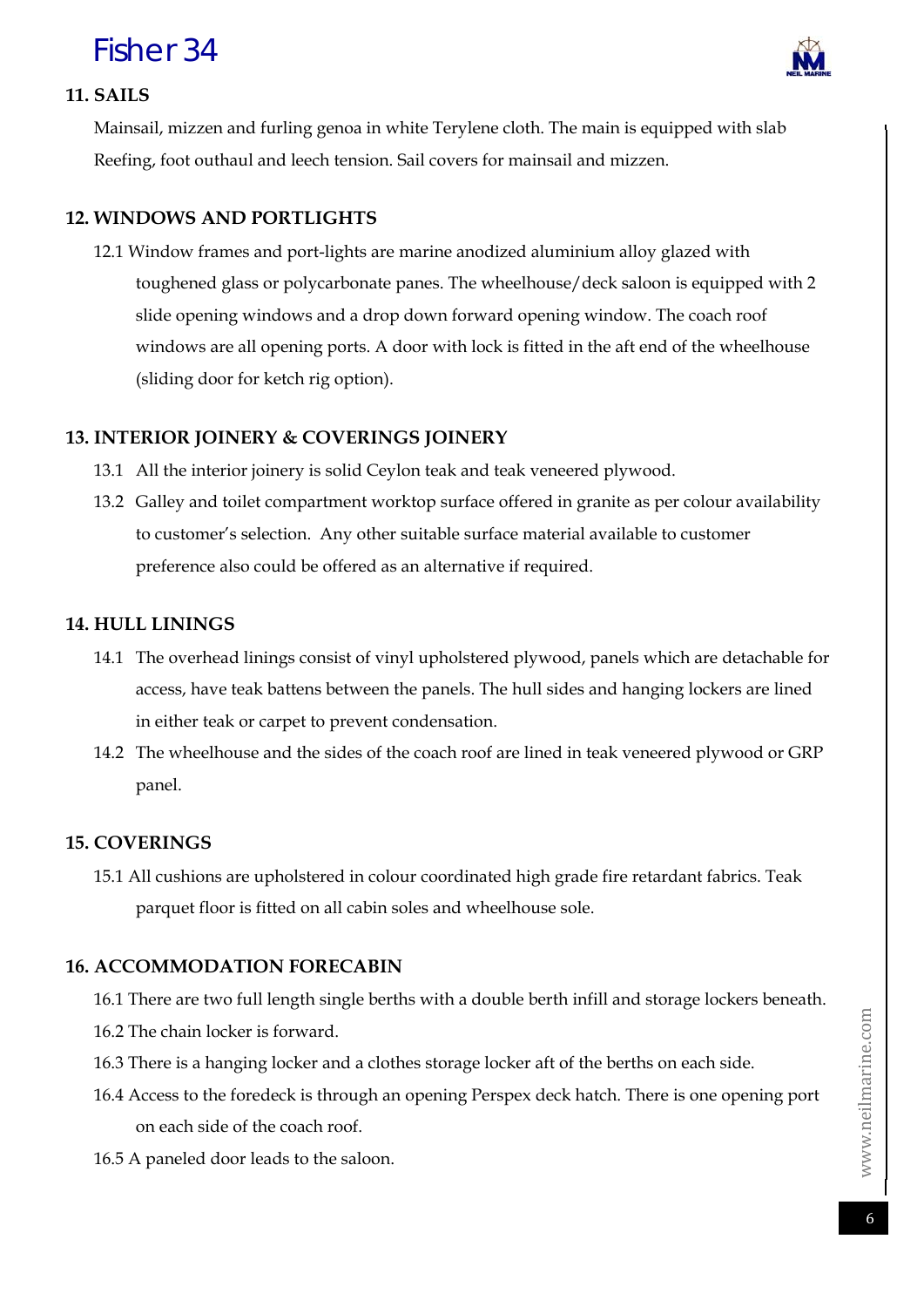## 11. SAILS

Mainsail, mizzen and furling genoa in white Terylene cloth. The main is equipped with slab Reefing, foot outhaul and leech tension. Sail covers for mainsail and mizzen.

## 12. WINDOWS AND PORTLIGHTS

12.1 Window frames and port-lights are marine anodized aluminium alloy glazed with toughened glass or polycarbonate panes. The wheelhouse/deck saloon is equipped with 2 slide opening windows and a drop down forward opening window. The coach roof windows are all opening ports. A door with lock is fitted in the aft end of the wheelhouse (sliding door for ketch rig option).

## 13. INTERIOR JOINERY & COVERINGS JOINERY

13.1 All the interior joinery is solid Ceylon teak and teak veneered plywood.

13.2 Galley and toilet compartment worktop surface offered in granite as per colour availability to customer's selection. Any other suitable surface material available to customer preference also could be offered as an alternative if required.

## 14. HULL LININGS

14.1 The overhead linings consist of vinyl upholstered plywood, panels which are detachable for access, have teak battens between the panels. The hull sides and hanging lockers are lined in either teak or carpet to prevent condensation.

14.2 The wheelhouse and the sides of the coach roof are lined in teak veneered plywood or GRP panel.

## 15. COVERINGS

15.1 All cushions are upholstered in colour coordinated high grade fire retardant fabrics. Teak parquet floor is fitted on all cabin soles and wheelhouse sole.

## 16. ACCOMMODATION FORECABIN

16.1 There are two full length single berths with a double berth infill and storage lockers beneath.

16.2 The chain locker is forward.

16.3 There is a hanging locker and a clothes storage locker aft of the berths on each side.

16.4 Access to the foredeck is through an opening Perspex deck hatch. There is one opening port on each side of the coach roof.

16.5 A paneled door leads to the saloon.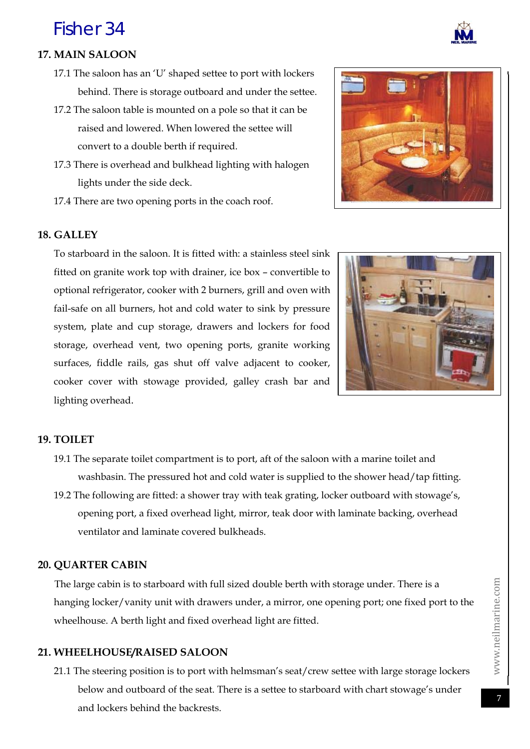# Fisher 34

## 17. MAIN SALOON

17.1 The saloon has an 'U' shaped settee to port with lockers behind. There is storage outboard and under the settee.

17.2 The saloon table is mounted on a pole so that it can be raised and lowered. When lowered the settee will convert to a double berth if required.

17.3 There is overhead and bulkhead lighting with halogen lights under the side deck.

17.4 There are two opening ports in the coach roof.

## 18. GALLEY

To starboard in the saloon. It is fitted with: a stainless steel sink fitted on granite work top with drainer, ice box – convertible to optional refrigerator, cooker with 2 burners, grill and oven with fail-safe on all burners, hot and cold water to sink by pressure system, plate and cup storage, drawers and lockers for food storage, overhead vent, two opening ports, granite working surfaces, fiddle rails, gas shut off valve adjacent to cooker, cooker cover with stowage provided, galley crash bar and lighting overhead.

## 19. TOILET

19.1 The separate toilet compartment is to port, aft of the saloon with a marine toilet and washbasin. The pressured hot and cold water is supplied to the shower head/tap fitting.

19.2 The following are fitted: a shower tray with teak grating, locker outboard with stowage's, opening port, a fixed overhead light, mirror, teak door with laminate backing, overhead ventilator and laminate covered bulkheads.

## 20. QUARTER CABIN

The large cabin is to starboard with full sized double berth with storage under. There is a hanging locker/vanity unit with drawers under, a mirror, one opening port; one fixed port to the wheelhouse. A berth light and fixed overhead light are fitted.

## 21. WHEELHOUSE/RAISED SALOON

21.1 The steering position is to port with helmsman's seat/crew settee with large storage lockers below and outboard of the seat. There is a settee to starboard with chart stowage's under and lockers behind the backrests.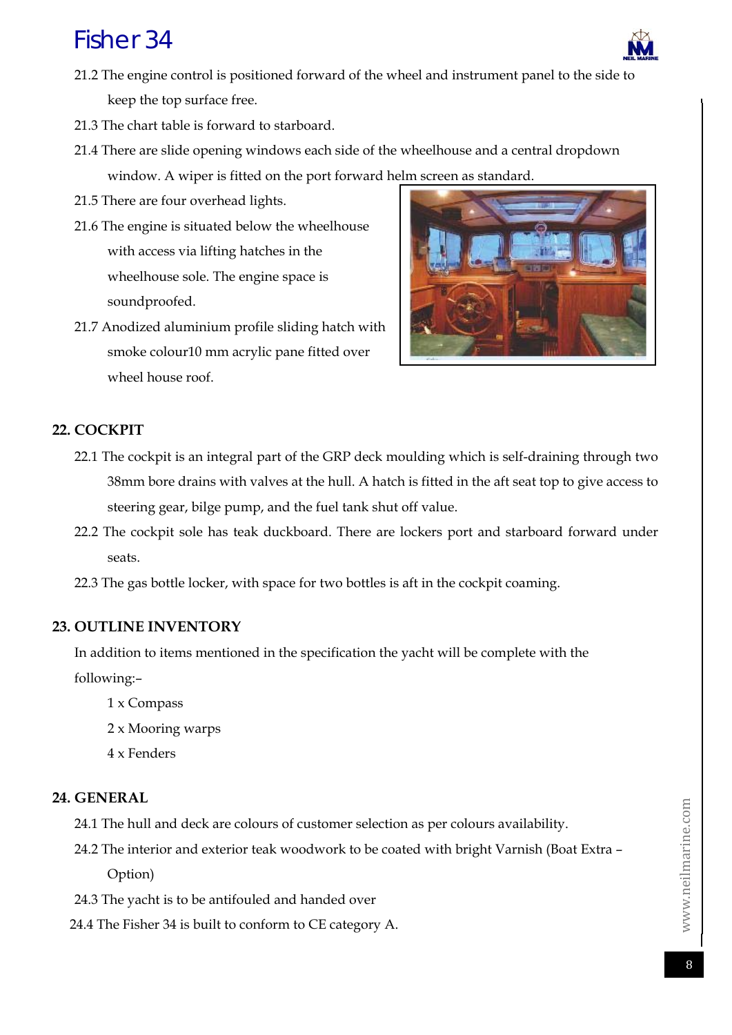21.2 The engine control is positioned forward of the wheel and instrument panel to the side to keep the top surface free.

21.3 The chart table is forward to starboard.

21.4 There are slide opening windows each side of the wheelhouse and a central dropdown window. A wiper is fitted on the port forward helm screen as standard.

21.5 There are four overhead lights.

21.6 The engine is situated below the wheelhouse with access via lifting hatches in the wheelhouse sole. The engine space is soundproofed.

21.7 Anodized aluminium profile sliding hatch with smoke colour10 mm acrylic pane fitted over wheel house roof.

## 22. COCKPIT

22.1 The cockpit is an integral part of the GRP deck moulding which is self-draining through two 38mm bore drains with valves at the hull. A hatch is fitted in the aft seat top to give access to steering gear, bilge pump, and the fuel tank shut off value.

22.2 The cockpit sole has teak duckboard. There are lockers port and starboard forward under seats.

22.3 The gas bottle locker, with space for two bottles is aft in the cockpit coaming.

## 23. OUTLINE INVENTORY

In addition to items mentioned in the specification the yacht will be complete with the following:–

1 x Compass

2 x Mooring warps

4 x Fenders

## 24. GENERAL

24.1 The hull and deck are colours of customer selection as per colours availability.

24.2 The interior and exterior teak woodwork to be coated with bright Varnish (Boat Extra – Option)

24.3 The yacht is to be antifouled and handed over

24.4 The Fisher 34 is built to conform to CE category A.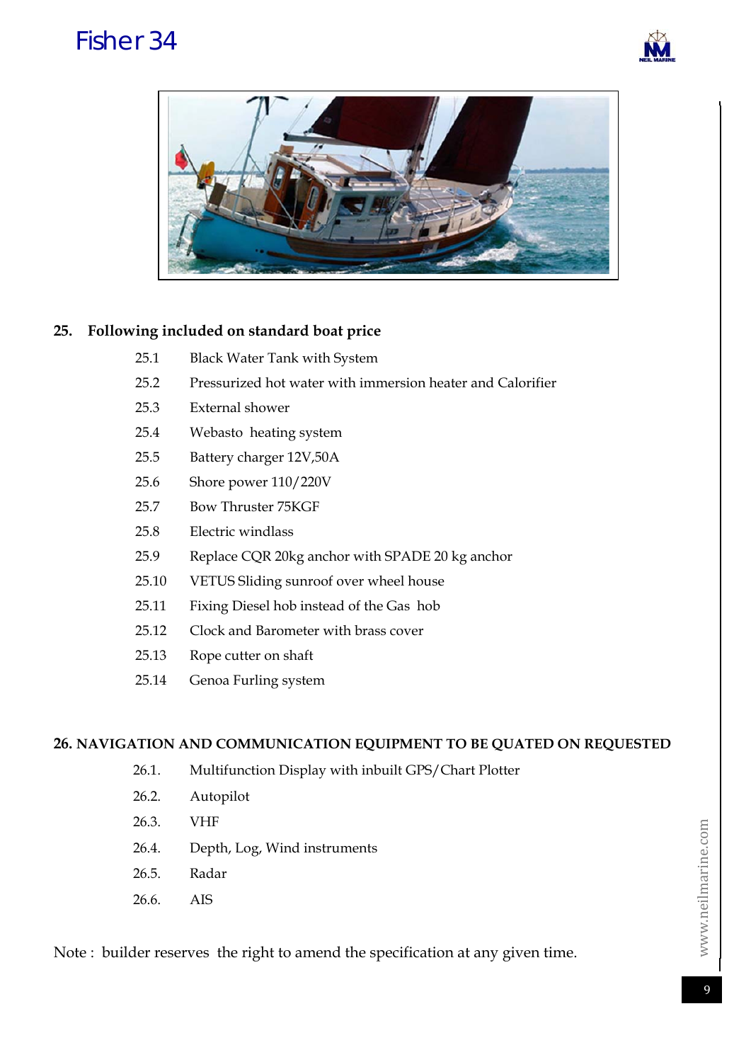## 25. Following included on standard boat price

- 25.1 Black Water Tank with System
- 25.2 Pressurized hot water with immersion heater and Calorifier
- 25.3 External shower
- 25.4 Webasto heating system
- 25.5 Battery charger 12V,50A
- 25.6 Shore power 110/220V
- 25.7 Bow Thruster 75KGF
- 25.8 Electric windlass
- 25.9 Replace CQR 20kg anchor with SPADE 20 kg anchor
- 25.10 VETUS Sliding sunroof over wheel house
- 25.11 Fixing Diesel hob instead of the Gas hob
- 25.12 Clock and Barometer with brass cover
- 25.13 Rope cutter on shaft
- 25.14 Genoa Furling system

## 26. NAVIGATION AND COMMUNICATION EQUIPMENT TO BE QUATED ON REQUESTED

- 26.1. Multifunction Display with inbuilt GPS/Chart Plotter
- 26.2. Autopilot
- 26.3. VHF
- 26.4. Depth, Log, Wind instruments
- 26.5. Radar
- 26.6. AIS

Note : builder reserves the right to amend the specification at any given time.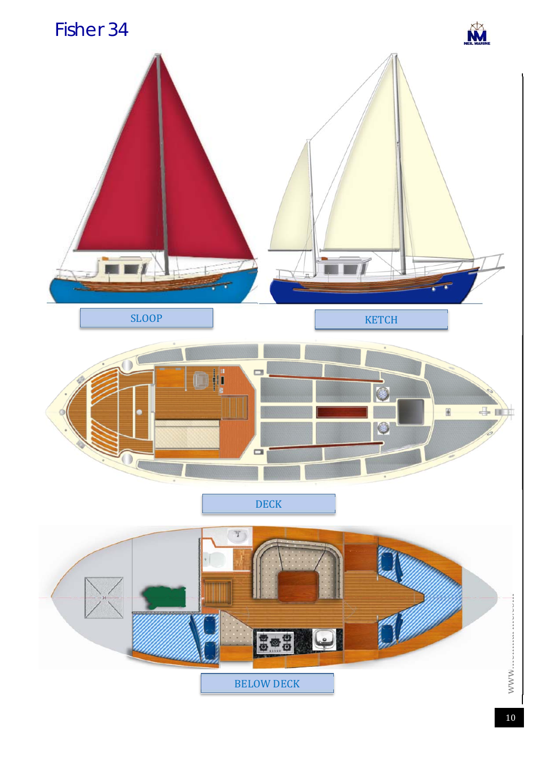# Fisher 34

SLOOP

KETCH

DECK

BELOW DECK